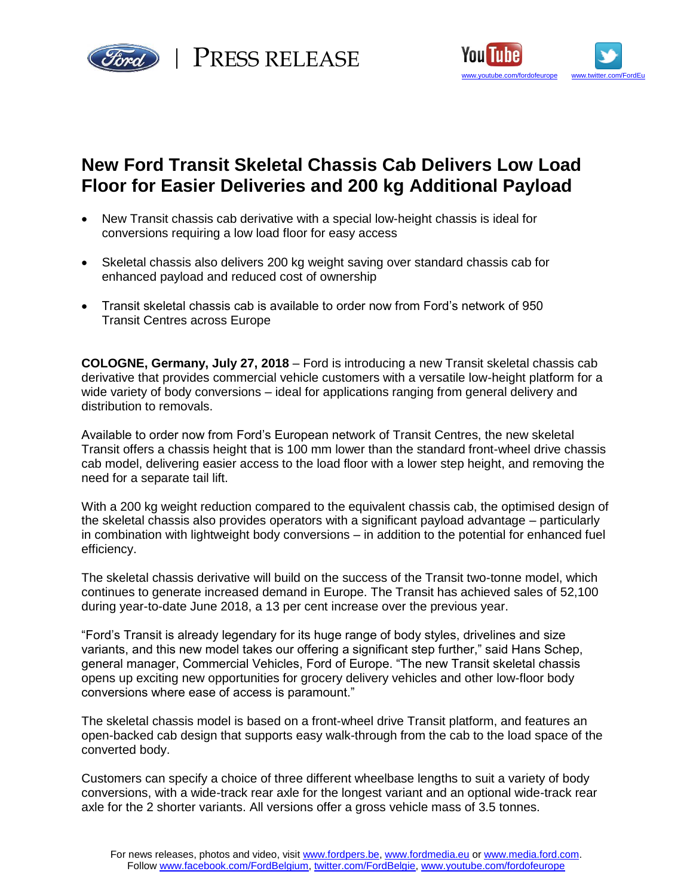PRESS RELEASE

www.youtube.com/fordofeurope www.twitter.com/FordEu

# New Ford Transit Skeletal Chassis Cab Delivers Low Load Floor for Easier Deliveries and 200 kg Additional Payload

- New Transit chassis cab derivative with a special low-height chassis is ideal for conversions requiring a low load floor for easy access
- Skeletal chassis also delivers 200 kg weight saving over standard chassis cab for enhanced payload and reduced cost of ownership
- Transit skeletal chassis cab is available to order now from Ford's network of 950 Transit Centres across Europe

**COLOGNE, Germany, July 27, 2018** – Ford is introducing a new Transit skeletal chassis cab derivative that provides commercial vehicle customers with a versatile low-height platform for a wide variety of body conversions – ideal for applications ranging from general delivery and distribution to removals.

Available to order now from Ford's European network of Transit Centres, the new skeletal Transit offers a chassis height that is 100 mm lower than the standard front-wheel drive chassis cab model, delivering easier access to the load floor with a lower step height, and removing the need for a separate tail lift.

With a 200 kg weight reduction compared to the equivalent chassis cab, the optimised design of the skeletal chassis also provides operators with a significant payload advantage – particularly in combination with lightweight body conversions – in addition to the potential for enhanced fuel efficiency.

The skeletal chassis derivative will build on the success of the Transit two-tonne model, which continues to generate increased demand in Europe. The Transit has achieved sales of 52,100 during year-to-date June 2018, a 13 per cent increase over the previous year.

"Ford's Transit is already legendary for its huge range of body styles, drivelines and size variants, and this new model takes our offering a significant step further," said Hans Schep, general manager, Commercial Vehicles, Ford of Europe. "The new Transit skeletal chassis opens up exciting new opportunities for grocery delivery vehicles and other low-floor body conversions where ease of access is paramount."

The skeletal chassis model is based on a front-wheel drive Transit platform, and features an open-backed cab design that supports easy walk-through from the cab to the load space of the converted body.

Customers can specify a choice of three different wheelbase lengths to suit a variety of body conversions, with a wide-track rear axle for the longest variant and an optional wide-track rear axle for the 2 shorter variants. All versions offer a gross vehicle mass of 3.5 tonnes.

For news releases, photos and video, visit www.fordpers.be, www.fordmedia.eu or www.media.ford.com.
Follow www.facebook.com/FordBelgium, twitter.com/FordBelgie, www.youtube.com/fordofeurope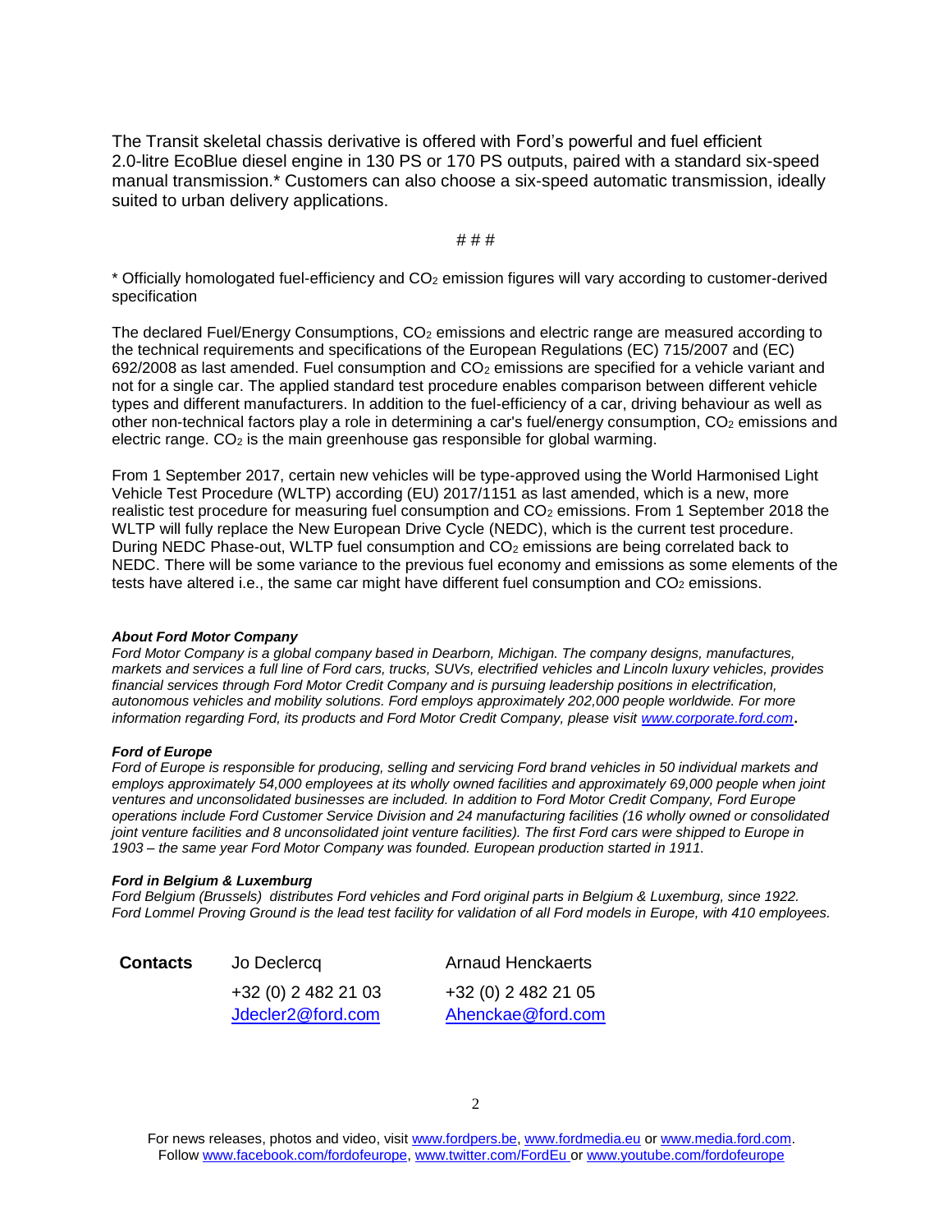The Transit skeletal chassis derivative is offered with Ford's powerful and fuel efficient 2.0-litre EcoBlue diesel engine in 130 PS or 170 PS outputs, paired with a standard six-speed manual transmission.* Customers can also choose a six-speed automatic transmission, ideally suited to urban delivery applications.

# # #

* Officially homologated fuel-efficiency and $CO_2$ emission figures will vary according to customer-derived specification

The declared Fuel/Energy Consumptions, $CO_2$ emissions and electric range are measured according to the technical requirements and specifications of the European Regulations (EC) 715/2007 and (EC) 692/2008 as last amended. Fuel consumption and $CO_2$ emissions are specified for a vehicle variant and not for a single car. The applied standard test procedure enables comparison between different vehicle types and different manufacturers. In addition to the fuel-efficiency of a car, driving behaviour as well as other non-technical factors play a role in determining a car's fuel/energy consumption, $CO_2$ emissions and electric range. $CO_2$ is the main greenhouse gas responsible for global warming.

From 1 September 2017, certain new vehicles will be type-approved using the World Harmonised Light Vehicle Test Procedure (WLTP) according (EU) 2017/1151 as last amended, which is a new, more realistic test procedure for measuring fuel consumption and $CO_2$ emissions. From 1 September 2018 the WLTP will fully replace the New European Drive Cycle (NEDC), which is the current test procedure. During NEDC Phase-out, WLTP fuel consumption and $CO_2$ emissions are being correlated back to NEDC. There will be some variance to the previous fuel economy and emissions as some elements of the tests have altered i.e., the same car might have different fuel consumption and $CO_2$ emissions.

***About Ford Motor Company***
*Ford Motor Company is a global company based in Dearborn, Michigan. The company designs, manufactures, markets and services a full line of Ford cars, trucks, SUVs, electrified vehicles and Lincoln luxury vehicles, provides financial services through Ford Motor Credit Company and is pursuing leadership positions in electrification, autonomous vehicles and mobility solutions. Ford employs approximately 202,000 people worldwide. For more information regarding Ford, its products and Ford Motor Credit Company, please visit www.corporate.ford.com.*

***Ford of Europe***
*Ford of Europe is responsible for producing, selling and servicing Ford brand vehicles in 50 individual markets and employs approximately 54,000 employees at its wholly owned facilities and approximately 69,000 people when joint ventures and unconsolidated businesses are included. In addition to Ford Motor Credit Company, Ford Europe operations include Ford Customer Service Division and 24 manufacturing facilities (16 wholly owned or consolidated joint venture facilities and 8 unconsolidated joint venture facilities). The first Ford cars were shipped to Europe in 1903 – the same year Ford Motor Company was founded. European production started in 1911.*

***Ford in Belgium & Luxemburg***
*Ford Belgium (Brussels) distributes Ford vehicles and Ford original parts in Belgium & Luxemburg, since 1922. Ford Lommel Proving Ground is the lead test facility for validation of all Ford models in Europe, with 410 employees.*

| | | |
|---|---|---|
| **Contacts** | Jo Declercq | Arnaud Henckaerts |
| | +32 (0) 2 482 21 03 | +32 (0) 2 482 21 05 |
| | Jdecler2@ford.com | Ahenckae@ford.com |

For news releases, photos and video, visit www.fordpers.be, www.fordmedia.eu or www.media.ford.com.
Follow www.facebook.com/fordofeurope, www.twitter.com/FordEu or www.youtube.com/fordofeurope